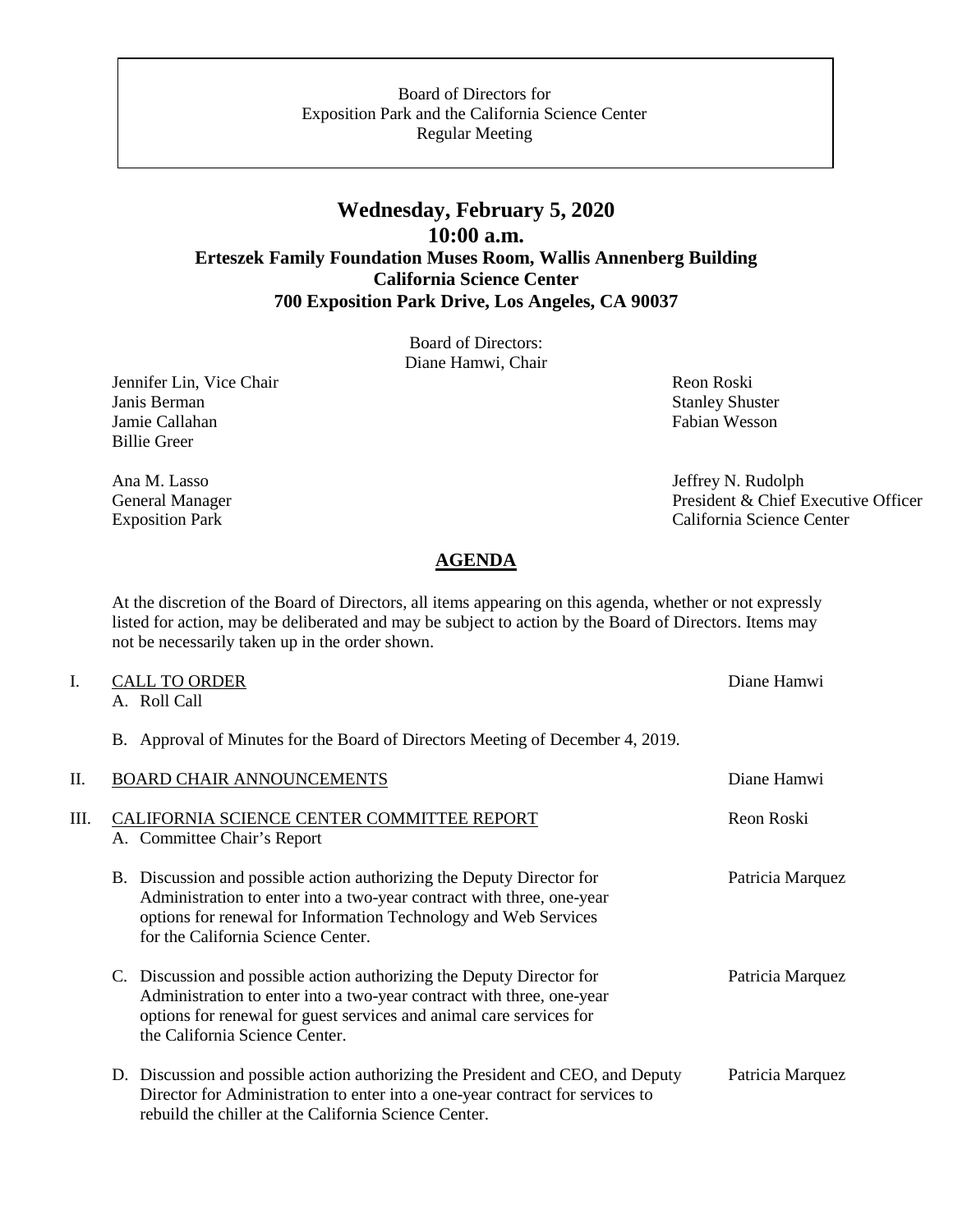Board of Directors for
Exposition Park and the California Science Center
Regular Meeting

**Wednesday, February 5, 2020**
**10:00 a.m.**
**Erteszek Family Foundation Muses Room, Wallis Annenberg Building**
**California Science Center**
**700 Exposition Park Drive, Los Angeles, CA 90037**

Board of Directors:
Diane Hamwi, Chair

Jennifer Lin, Vice Chair
Janis Berman
Jamie Callahan
Billie Greer

Reon Roski
Stanley Shuster
Fabian Wesson

Ana M. Lasso
General Manager
Exposition Park

Jeffrey N. Rudolph
President & Chief Executive Officer
California Science Center

## AGENDA

At the discretion of the Board of Directors, all items appearing on this agenda, whether or not expressly listed for action, may be deliberated and may be subject to action by the Board of Directors. Items may not be necessarily taken up in the order shown.

I. CALL TO ORDER — Diane Hamwi
   A. Roll Call
   B. Approval of Minutes for the Board of Directors Meeting of December 4, 2019.

II. BOARD CHAIR ANNOUNCEMENTS — Diane Hamwi

III. CALIFORNIA SCIENCE CENTER COMMITTEE REPORT — Reon Roski
   A. Committee Chair's Report
   B. Discussion and possible action authorizing the Deputy Director for Administration to enter into a two-year contract with three, one-year options for renewal for Information Technology and Web Services for the California Science Center. — Patricia Marquez
   C. Discussion and possible action authorizing the Deputy Director for Administration to enter into a two-year contract with three, one-year options for renewal for guest services and animal care services for the California Science Center. — Patricia Marquez
   D. Discussion and possible action authorizing the President and CEO, and Deputy Director for Administration to enter into a one-year contract for services to rebuild the chiller at the California Science Center. — Patricia Marquez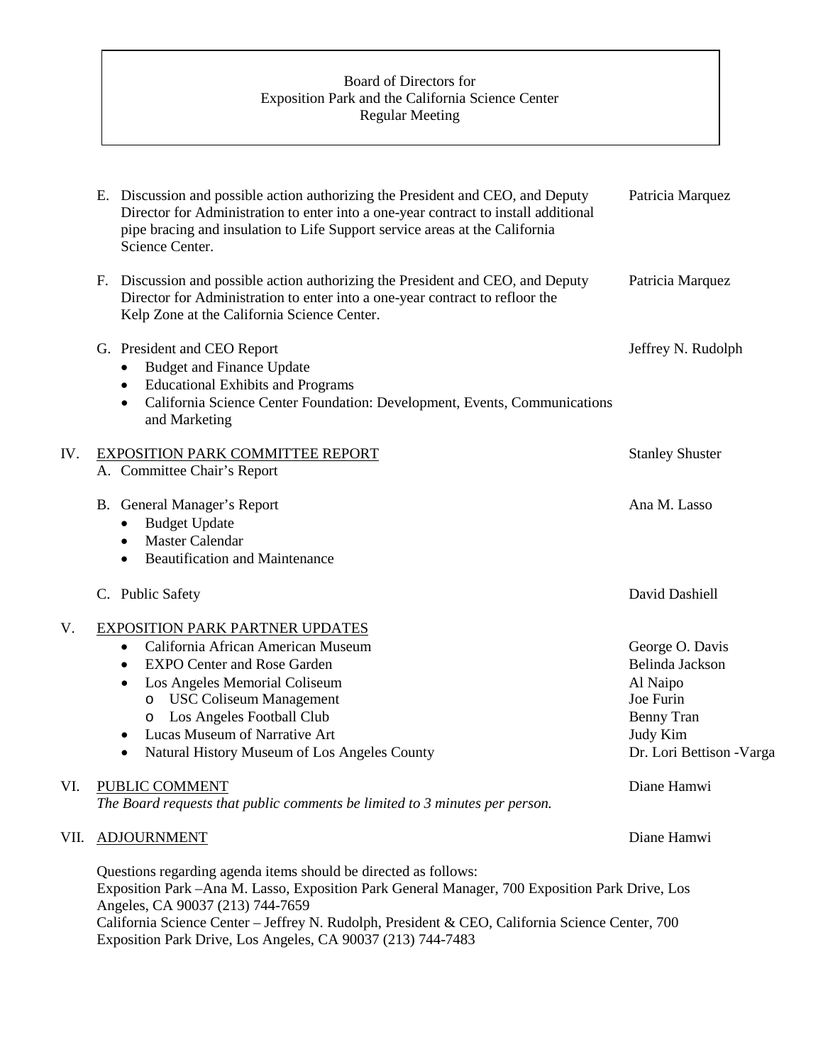Board of Directors for
Exposition Park and the California Science Center
Regular Meeting

E. Discussion and possible action authorizing the President and CEO, and Deputy Director for Administration to enter into a one-year contract to install additional pipe bracing and insulation to Life Support service areas at the California Science Center. — Patricia Marquez

F. Discussion and possible action authorizing the President and CEO, and Deputy Director for Administration to enter into a one-year contract to refloor the Kelp Zone at the California Science Center. — Patricia Marquez

G. President and CEO Report — Jeffrey N. Rudolph
- Budget and Finance Update
- Educational Exhibits and Programs
- California Science Center Foundation: Development, Events, Communications and Marketing

IV. <u>EXPOSITION PARK COMMITTEE REPORT</u> — Stanley Shuster

A. Committee Chair's Report

B. General Manager's Report — Ana M. Lasso
- Budget Update
- Master Calendar
- Beautification and Maintenance

C. Public Safety — David Dashiell

V. <u>EXPOSITION PARK PARTNER UPDATES</u>
- California African American Museum — George O. Davis
- EXPO Center and Rose Garden — Belinda Jackson
- Los Angeles Memorial Coliseum — Al Naipo
  - USC Coliseum Management — Joe Furin
  - Los Angeles Football Club — Benny Tran
- Lucas Museum of Narrative Art — Judy Kim
- Natural History Museum of Los Angeles County — Dr. Lori Bettison -Varga

VI. <u>PUBLIC COMMENT</u> — Diane Hamwi

*The Board requests that public comments be limited to 3 minutes per person.*

VII. <u>ADJOURNMENT</u> — Diane Hamwi

Questions regarding agenda items should be directed as follows:
Exposition Park –Ana M. Lasso, Exposition Park General Manager, 700 Exposition Park Drive, Los Angeles, CA 90037 (213) 744-7659
California Science Center – Jeffrey N. Rudolph, President & CEO, California Science Center, 700 Exposition Park Drive, Los Angeles, CA 90037 (213) 744-7483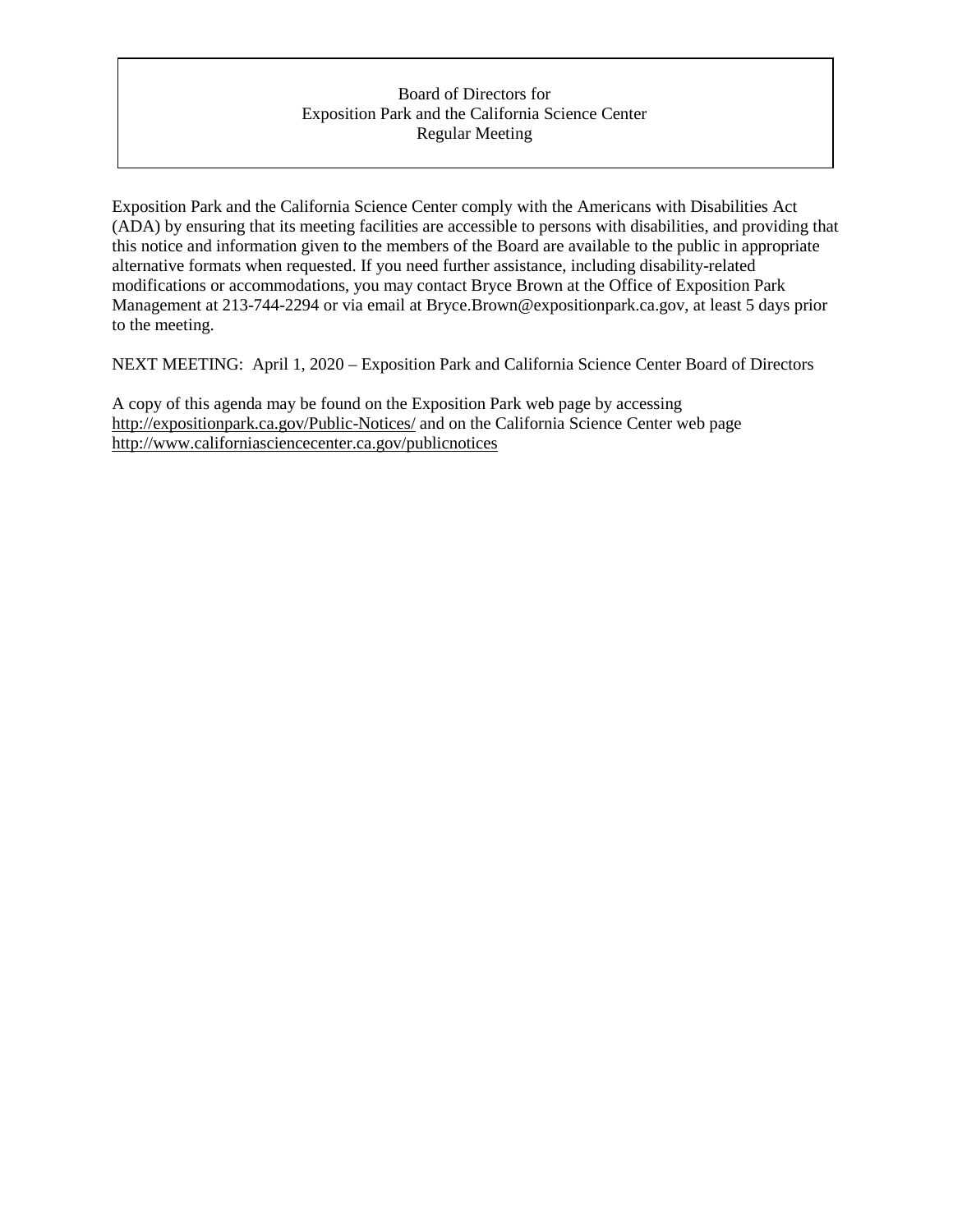Board of Directors for
Exposition Park and the California Science Center
Regular Meeting

Exposition Park and the California Science Center comply with the Americans with Disabilities Act (ADA) by ensuring that its meeting facilities are accessible to persons with disabilities, and providing that this notice and information given to the members of the Board are available to the public in appropriate alternative formats when requested. If you need further assistance, including disability-related modifications or accommodations, you may contact Bryce Brown at the Office of Exposition Park Management at 213-744-2294 or via email at Bryce.Brown@expositionpark.ca.gov, at least 5 days prior to the meeting.

NEXT MEETING: April 1, 2020 – Exposition Park and California Science Center Board of Directors

A copy of this agenda may be found on the Exposition Park web page by accessing http://expositionpark.ca.gov/Public-Notices/ and on the California Science Center web page http://www.californiasciencecenter.ca.gov/publicnotices